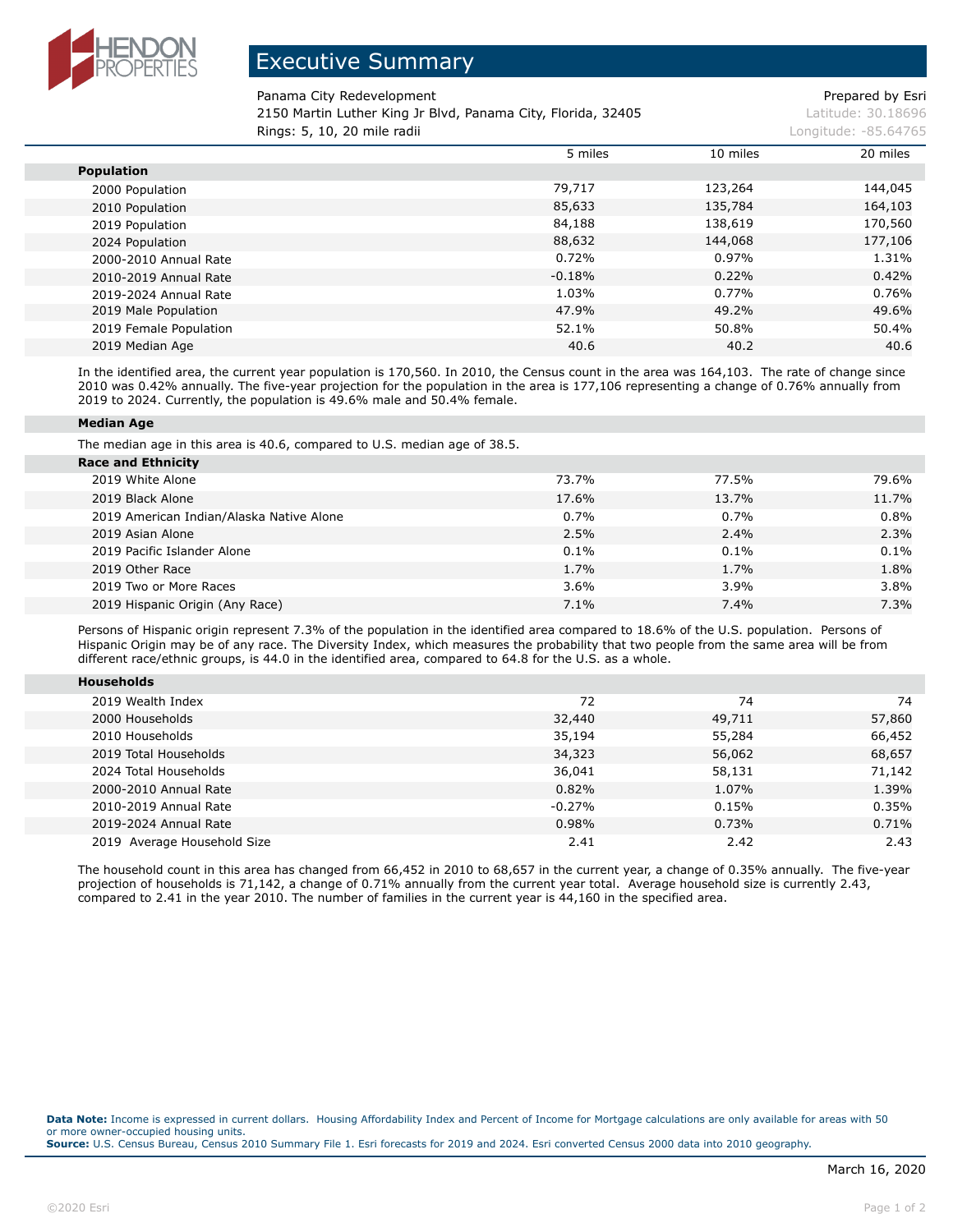# Executive Summary

Panama City Redevelopment — Prepared by Esri

2150 Martin Luther King Jr Blvd, Panama City, Florida, 32405 — Latitude: 30.18696

Rings: 5, 10, 20 mile radii — Longitude: -85.64765

| | 5 miles | 10 miles | 20 miles |
|---|---|---|---|
| **Population** | | | |
| 2000 Population | 79,717 | 123,264 | 144,045 |
| 2010 Population | 85,633 | 135,784 | 164,103 |
| 2019 Population | 84,188 | 138,619 | 170,560 |
| 2024 Population | 88,632 | 144,068 | 177,106 |
| 2000-2010 Annual Rate | 0.72% | 0.97% | 1.31% |
| 2010-2019 Annual Rate | -0.18% | 0.22% | 0.42% |
| 2019-2024 Annual Rate | 1.03% | 0.77% | 0.76% |
| 2019 Male Population | 47.9% | 49.2% | 49.6% |
| 2019 Female Population | 52.1% | 50.8% | 50.4% |
| 2019 Median Age | 40.6 | 40.2 | 40.6 |

In the identified area, the current year population is 170,560. In 2010, the Census count in the area was 164,103. The rate of change since 2010 was 0.42% annually. The five-year projection for the population in the area is 177,106 representing a change of 0.76% annually from 2019 to 2024. Currently, the population is 49.6% male and 50.4% female.

**Median Age**

The median age in this area is 40.6, compared to U.S. median age of 38.5.

| | 5 miles | 10 miles | 20 miles |
|---|---|---|---|
| **Race and Ethnicity** | | | |
| 2019 White Alone | 73.7% | 77.5% | 79.6% |
| 2019 Black Alone | 17.6% | 13.7% | 11.7% |
| 2019 American Indian/Alaska Native Alone | 0.7% | 0.7% | 0.8% |
| 2019 Asian Alone | 2.5% | 2.4% | 2.3% |
| 2019 Pacific Islander Alone | 0.1% | 0.1% | 0.1% |
| 2019 Other Race | 1.7% | 1.7% | 1.8% |
| 2019 Two or More Races | 3.6% | 3.9% | 3.8% |
| 2019 Hispanic Origin (Any Race) | 7.1% | 7.4% | 7.3% |

Persons of Hispanic origin represent 7.3% of the population in the identified area compared to 18.6% of the U.S. population. Persons of Hispanic Origin may be of any race. The Diversity Index, which measures the probability that two people from the same area will be from different race/ethnic groups, is 44.0 in the identified area, compared to 64.8 for the U.S. as a whole.

| | 5 miles | 10 miles | 20 miles |
|---|---|---|---|
| **Households** | | | |
| 2019 Wealth Index | 72 | 74 | 74 |
| 2000 Households | 32,440 | 49,711 | 57,860 |
| 2010 Households | 35,194 | 55,284 | 66,452 |
| 2019 Total Households | 34,323 | 56,062 | 68,657 |
| 2024 Total Households | 36,041 | 58,131 | 71,142 |
| 2000-2010 Annual Rate | 0.82% | 1.07% | 1.39% |
| 2010-2019 Annual Rate | -0.27% | 0.15% | 0.35% |
| 2019-2024 Annual Rate | 0.98% | 0.73% | 0.71% |
| 2019 Average Household Size | 2.41 | 2.42 | 2.43 |

The household count in this area has changed from 66,452 in 2010 to 68,657 in the current year, a change of 0.35% annually. The five-year projection of households is 71,142, a change of 0.71% annually from the current year total. Average household size is currently 2.43, compared to 2.41 in the year 2010. The number of families in the current year is 44,160 in the specified area.

**Data Note:** Income is expressed in current dollars. Housing Affordability Index and Percent of Income for Mortgage calculations are only available for areas with 50 or more owner-occupied housing units.
**Source:** U.S. Census Bureau, Census 2010 Summary File 1. Esri forecasts for 2019 and 2024. Esri converted Census 2000 data into 2010 geography.

March 16, 2020

©2020 Esri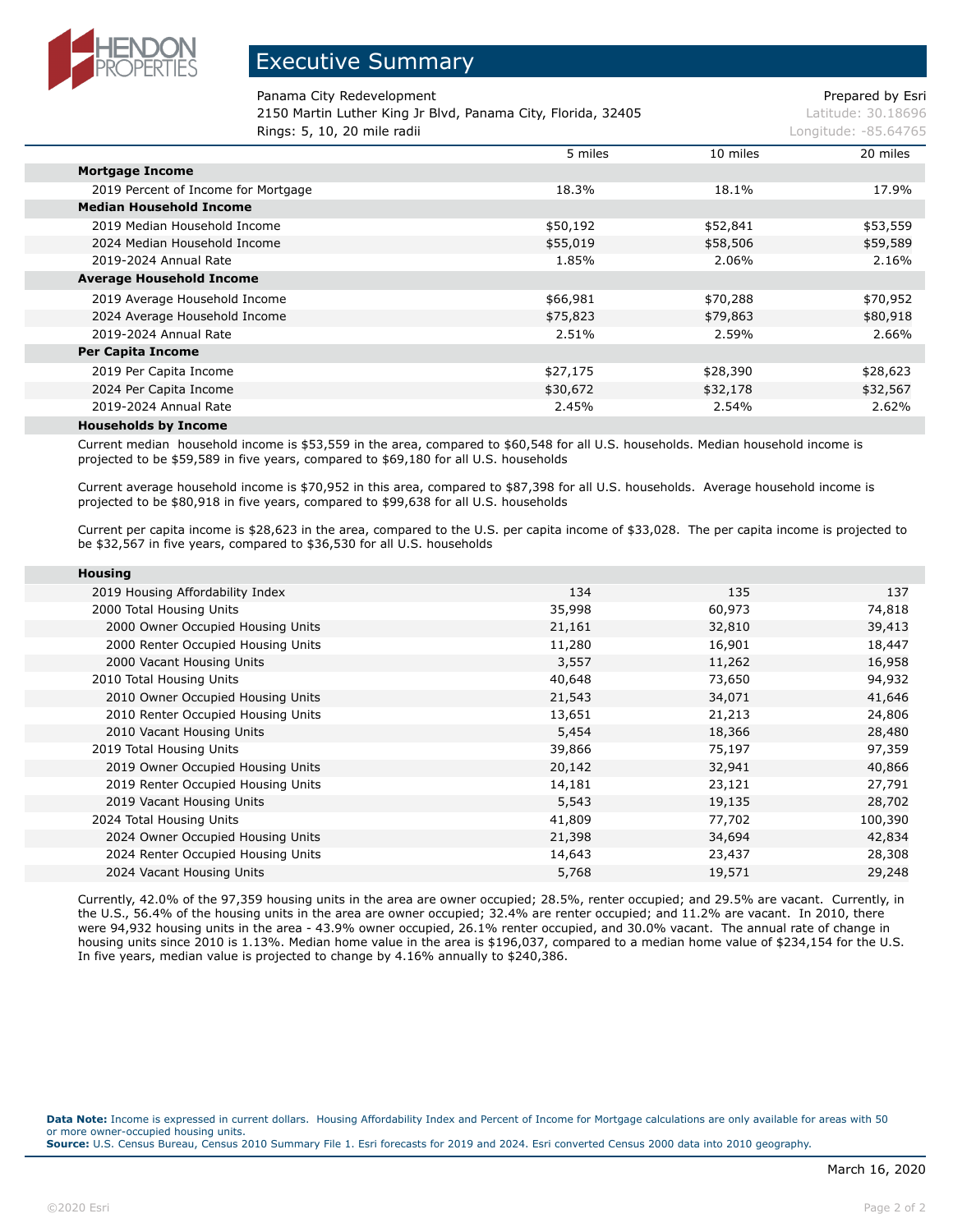# Executive Summary

Panama City Redevelopment
2150 Martin Luther King Jr Blvd, Panama City, Florida, 32405
Rings: 5, 10, 20 mile radii

Prepared by Esri
Latitude: 30.18696
Longitude: -85.64765

| | 5 miles | 10 miles | 20 miles |
|---|---|---|---|
| **Mortgage Income** | | | |
| 2019 Percent of Income for Mortgage | 18.3% | 18.1% | 17.9% |
| **Median Household Income** | | | |
| 2019 Median Household Income | $50,192 | $52,841 | $53,559 |
| 2024 Median Household Income | $55,019 | $58,506 | $59,589 |
| 2019-2024 Annual Rate | 1.85% | 2.06% | 2.16% |
| **Average Household Income** | | | |
| 2019 Average Household Income | $66,981 | $70,288 | $70,952 |
| 2024 Average Household Income | $75,823 | $79,863 | $80,918 |
| 2019-2024 Annual Rate | 2.51% | 2.59% | 2.66% |
| **Per Capita Income** | | | |
| 2019 Per Capita Income | $27,175 | $28,390 | $28,623 |
| 2024 Per Capita Income | $30,672 | $32,178 | $32,567 |
| 2019-2024 Annual Rate | 2.45% | 2.54% | 2.62% |

**Households by Income**

Current median household income is $53,559 in the area, compared to $60,548 for all U.S. households. Median household income is projected to be $59,589 in five years, compared to $69,180 for all U.S. households

Current average household income is $70,952 in this area, compared to $87,398 for all U.S. households. Average household income is projected to be $80,918 in five years, compared to $99,638 for all U.S. households

Current per capita income is $28,623 in the area, compared to the U.S. per capita income of $33,028. The per capita income is projected to be $32,567 in five years, compared to $36,530 for all U.S. households

| | 5 miles | 10 miles | 20 miles |
|---|---|---|---|
| **Housing** | | | |
| 2019 Housing Affordability Index | 134 | 135 | 137 |
| 2000 Total Housing Units | 35,998 | 60,973 | 74,818 |
| 2000 Owner Occupied Housing Units | 21,161 | 32,810 | 39,413 |
| 2000 Renter Occupied Housing Units | 11,280 | 16,901 | 18,447 |
| 2000 Vacant Housing Units | 3,557 | 11,262 | 16,958 |
| 2010 Total Housing Units | 40,648 | 73,650 | 94,932 |
| 2010 Owner Occupied Housing Units | 21,543 | 34,071 | 41,646 |
| 2010 Renter Occupied Housing Units | 13,651 | 21,213 | 24,806 |
| 2010 Vacant Housing Units | 5,454 | 18,366 | 28,480 |
| 2019 Total Housing Units | 39,866 | 75,197 | 97,359 |
| 2019 Owner Occupied Housing Units | 20,142 | 32,941 | 40,866 |
| 2019 Renter Occupied Housing Units | 14,181 | 23,121 | 27,791 |
| 2019 Vacant Housing Units | 5,543 | 19,135 | 28,702 |
| 2024 Total Housing Units | 41,809 | 77,702 | 100,390 |
| 2024 Owner Occupied Housing Units | 21,398 | 34,694 | 42,834 |
| 2024 Renter Occupied Housing Units | 14,643 | 23,437 | 28,308 |
| 2024 Vacant Housing Units | 5,768 | 19,571 | 29,248 |

Currently, 42.0% of the 97,359 housing units in the area are owner occupied; 28.5%, renter occupied; and 29.5% are vacant. Currently, in the U.S., 56.4% of the housing units in the area are owner occupied; 32.4% are renter occupied; and 11.2% are vacant. In 2010, there were 94,932 housing units in the area - 43.9% owner occupied, 26.1% renter occupied, and 30.0% vacant. The annual rate of change in housing units since 2010 is 1.13%. Median home value in the area is $196,037, compared to a median home value of $234,154 for the U.S. In five years, median value is projected to change by 4.16% annually to $240,386.

**Data Note:** Income is expressed in current dollars. Housing Affordability Index and Percent of Income for Mortgage calculations are only available for areas with 50 or more owner-occupied housing units.
**Source:** U.S. Census Bureau, Census 2010 Summary File 1. Esri forecasts for 2019 and 2024. Esri converted Census 2000 data into 2010 geography.

March 16, 2020

©2020 Esri